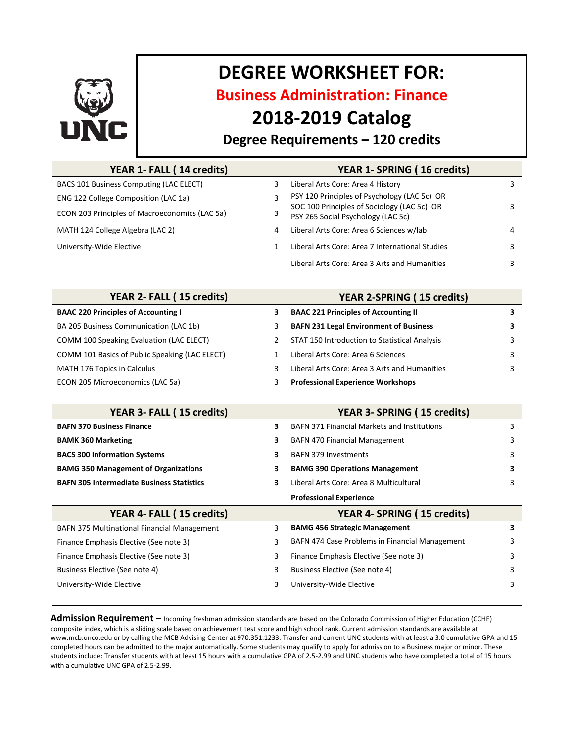# DEGREE WORKSHEET FOR:

## Business Administration: Finance

## 2018-2019 Catalog

### Degree Requirements – 120 credits

| YEAR 1- FALL ( 14 credits) | | YEAR 1- SPRING ( 16 credits) | |
|---|---|---|---|
| BACS 101 Business Computing (LAC ELECT) | 3 | Liberal Arts Core: Area 4 History | 3 |
| ENG 122 College Composition (LAC 1a) | 3 | PSY 120 Principles of Psychology (LAC 5c) OR SOC 100 Principles of Sociology (LAC 5c) OR PSY 265 Social Psychology (LAC 5c) | 3 |
| ECON 203 Principles of Macroeconomics (LAC 5a) | 3 | | |
| MATH 124 College Algebra (LAC 2) | 4 | Liberal Arts Core: Area 6 Sciences w/lab | 4 |
| University-Wide Elective | 1 | Liberal Arts Core: Area 7 International Studies | 3 |
| | | Liberal Arts Core: Area 3 Arts and Humanities | 3 |

| YEAR 2- FALL ( 15 credits) | | YEAR 2-SPRING ( 15 credits) | |
|---|---|---|---|
| **BAAC 220 Principles of Accounting I** | **3** | **BAAC 221 Principles of Accounting II** | **3** |
| BA 205 Business Communication (LAC 1b) | 3 | **BAFN 231 Legal Environment of Business** | **3** |
| COMM 100 Speaking Evaluation (LAC ELECT) | 2 | STAT 150 Introduction to Statistical Analysis | 3 |
| COMM 101 Basics of Public Speaking (LAC ELECT) | 1 | Liberal Arts Core: Area 6 Sciences | 3 |
| MATH 176 Topics in Calculus | 3 | Liberal Arts Core: Area 3 Arts and Humanities | 3 |
| ECON 205 Microeconomics (LAC 5a) | 3 | **Professional Experience Workshops** | |

| YEAR 3- FALL ( 15 credits) | | YEAR 3- SPRING ( 15 credits) | |
|---|---|---|---|
| **BAFN 370 Business Finance** | **3** | BAFN 371 Financial Markets and Institutions | 3 |
| **BAMK 360 Marketing** | **3** | BAFN 470 Financial Management | 3 |
| **BACS 300 Information Systems** | **3** | BAFN 379 Investments | 3 |
| **BAMG 350 Management of Organizations** | **3** | **BAMG 390 Operations Management** | **3** |
| **BAFN 305 Intermediate Business Statistics** | **3** | Liberal Arts Core: Area 8 Multicultural | 3 |
| | | **Professional Experience** | |

| YEAR 4- FALL ( 15 credits) | | YEAR 4- SPRING ( 15 credits) | |
|---|---|---|---|
| BAFN 375 Multinational Financial Management | 3 | **BAMG 456 Strategic Management** | **3** |
| Finance Emphasis Elective (See note 3) | 3 | BAFN 474 Case Problems in Financial Management | 3 |
| Finance Emphasis Elective (See note 3) | 3 | Finance Emphasis Elective (See note 3) | 3 |
| Business Elective (See note 4) | 3 | Business Elective (See note 4) | 3 |
| University-Wide Elective | 3 | University-Wide Elective | 3 |

**Admission Requirement –** Incoming freshman admission standards are based on the Colorado Commission of Higher Education (CCHE) composite index, which is a sliding scale based on achievement test score and high school rank. Current admission standards are available at www.mcb.unco.edu or by calling the MCB Advising Center at 970.351.1233. Transfer and current UNC students with at least a 3.0 cumulative GPA and 15 completed hours can be admitted to the major automatically. Some students may qualify to apply for admission to a Business major or minor. These students include: Transfer students with at least 15 hours with a cumulative GPA of 2.5-2.99 and UNC students who have completed a total of 15 hours with a cumulative UNC GPA of 2.5-2.99.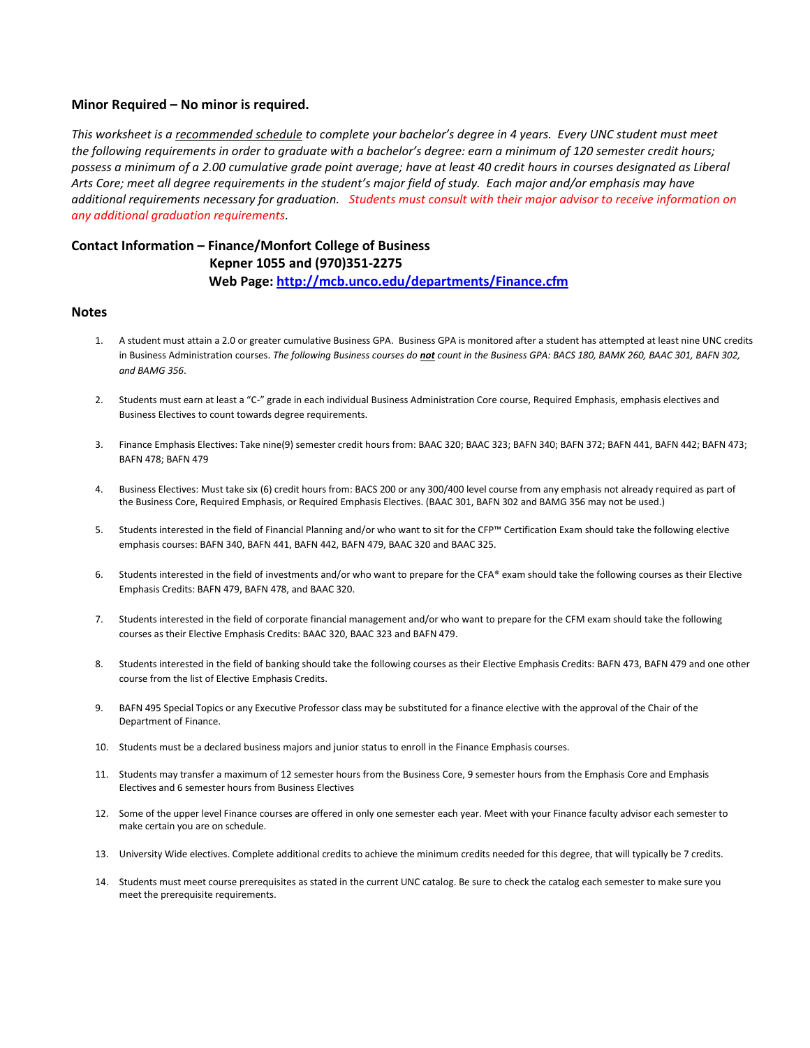**Minor Required – No minor is required.**

*This worksheet is a* *<u>recommended schedule</u>* *to complete your bachelor's degree in 4 years. Every UNC student must meet the following requirements in order to graduate with a bachelor's degree: earn a minimum of 120 semester credit hours; possess a minimum of a 2.00 cumulative grade point average; have at least 40 credit hours in courses designated as Liberal Arts Core; meet all degree requirements in the student's major field of study. Each major and/or emphasis may have additional requirements necessary for graduation. Students must consult with their major advisor to receive information on any additional graduation requirements.*

**Contact Information – Finance/Monfort College of Business**
**Kepner 1055 and (970)351-2275**
**Web Page: [http://mcb.unco.edu/departments/Finance.cfm](http://mcb.unco.edu/departments/Finance.cfm)**

**Notes**

1. A student must attain a 2.0 or greater cumulative Business GPA. Business GPA is monitored after a student has attempted at least nine UNC credits in Business Administration courses. *The following Business courses do **<u>not</u>** count in the Business GPA: BACS 180, BAMK 260, BAAC 301, BAFN 302, and BAMG 356*.
2. Students must earn at least a "C-" grade in each individual Business Administration Core course, Required Emphasis, emphasis electives and Business Electives to count towards degree requirements.
3. Finance Emphasis Electives: Take nine(9) semester credit hours from: BAAC 320; BAAC 323; BAFN 340; BAFN 372; BAFN 441, BAFN 442; BAFN 473; BAFN 478; BAFN 479
4. Business Electives: Must take six (6) credit hours from: BACS 200 or any 300/400 level course from any emphasis not already required as part of the Business Core, Required Emphasis, or Required Emphasis Electives. (BAAC 301, BAFN 302 and BAMG 356 may not be used.)
5. Students interested in the field of Financial Planning and/or who want to sit for the CFP™ Certification Exam should take the following elective emphasis courses: BAFN 340, BAFN 441, BAFN 442, BAFN 479, BAAC 320 and BAAC 325.
6. Students interested in the field of investments and/or who want to prepare for the CFA® exam should take the following courses as their Elective Emphasis Credits: BAFN 479, BAFN 478, and BAAC 320.
7. Students interested in the field of corporate financial management and/or who want to prepare for the CFM exam should take the following courses as their Elective Emphasis Credits: BAAC 320, BAAC 323 and BAFN 479.
8. Students interested in the field of banking should take the following courses as their Elective Emphasis Credits: BAFN 473, BAFN 479 and one other course from the list of Elective Emphasis Credits.
9. BAFN 495 Special Topics or any Executive Professor class may be substituted for a finance elective with the approval of the Chair of the Department of Finance.
10. Students must be a declared business majors and junior status to enroll in the Finance Emphasis courses.
11. Students may transfer a maximum of 12 semester hours from the Business Core, 9 semester hours from the Emphasis Core and Emphasis Electives and 6 semester hours from Business Electives
12. Some of the upper level Finance courses are offered in only one semester each year. Meet with your Finance faculty advisor each semester to make certain you are on schedule.
13. University Wide electives. Complete additional credits to achieve the minimum credits needed for this degree, that will typically be 7 credits.
14. Students must meet course prerequisites as stated in the current UNC catalog. Be sure to check the catalog each semester to make sure you meet the prerequisite requirements.